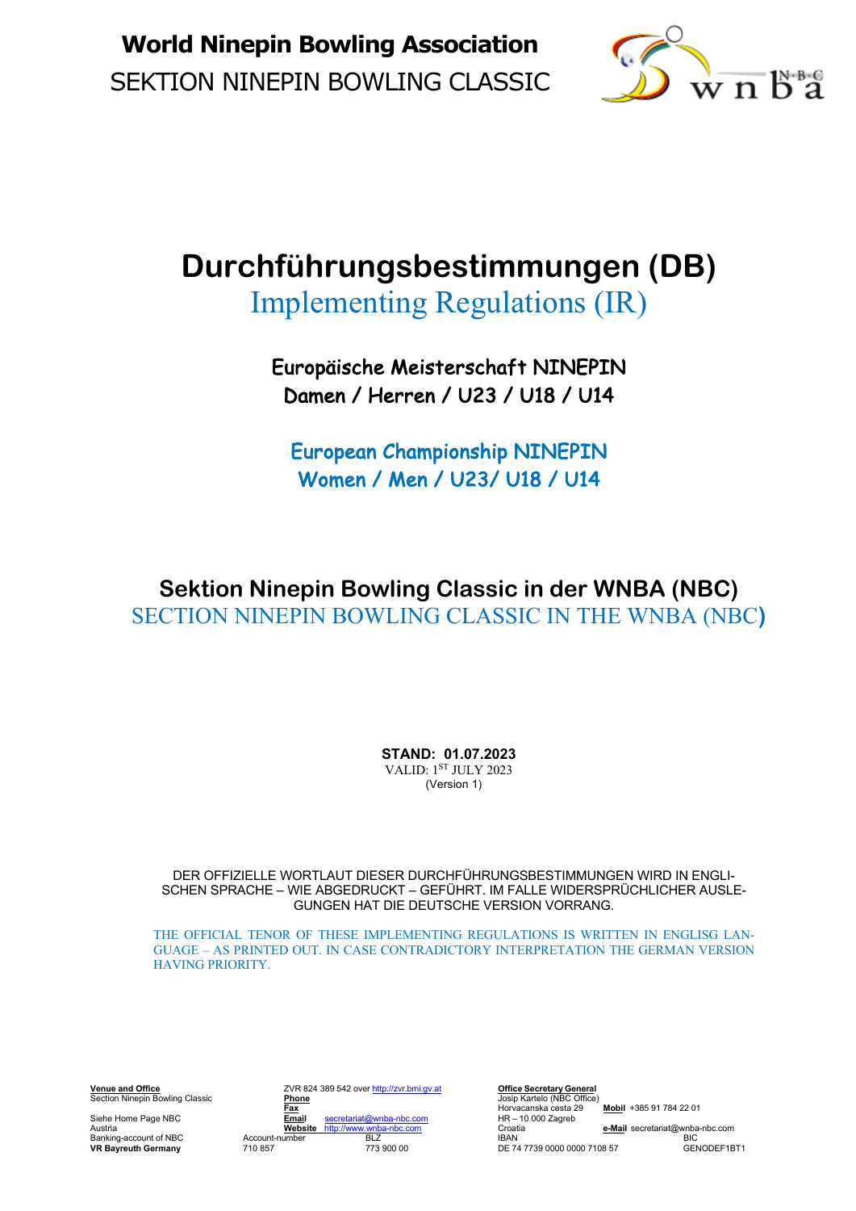**World Ninepin Bowling Association**
SEKTION NINEPIN BOWLING CLASSIC

# Durchführungsbestimmungen (DB)

## Implementing Regulations (IR)

### Europäische Meisterschaft NINEPIN
### Damen / Herren / U23 / U18 / U14

### European Championship NINEPIN
### Women / Men / U23/ U18 / U14

## Sektion Ninepin Bowling Classic in der WNBA (NBC)

## SECTION NINEPIN BOWLING CLASSIC IN THE WNBA (NBC)

**STAND: 01.07.2023**
VALID: 1ST JULY 2023
(Version 1)

DER OFFIZIELLE WORTLAUT DIESER DURCHFÜHRUNGSBESTIMMUNGEN WIRD IN ENGLISCHEN SPRACHE – WIE ABGEDRUCKT – GEFÜHRT. IM FALLE WIDERSPRÜCHLICHER AUSLEGUNGEN HAT DIE DEUTSCHE VERSION VORRANG.

THE OFFICIAL TENOR OF THESE IMPLEMENTING REGULATIONS IS WRITTEN IN ENGLISG LANGUAGE – AS PRINTED OUT. IN CASE CONTRADICTORY INTERPRETATION THE GERMAN VERSION HAVING PRIORITY.

**Venue and Office**
Section Ninepin Bowling Classic

Siehe Home Page NBC
Austria
Banking-account of NBC
**VR Bayreuth Germany**

ZVR 824 389 542 over http://zvr.bmi.gv.at
**Phone**
**Fax**
**Email** secretariat@wnba-nbc.com
**Website** http://www.wnba-nbc.com
Account-number 710 857
BLZ 773 900 00

**Office Secretary General**
Josip Kartelo (NBC Office)
Horvacanska cesta 29
HR – 10 000 Zagreb
Croatia
IBAN DE 74 7739 0000 0000 7108 57

**Mobil** +385 91 784 22 01
**e-Mail** secretariat@wnba-nbc.com
BIC GENODEF1BT1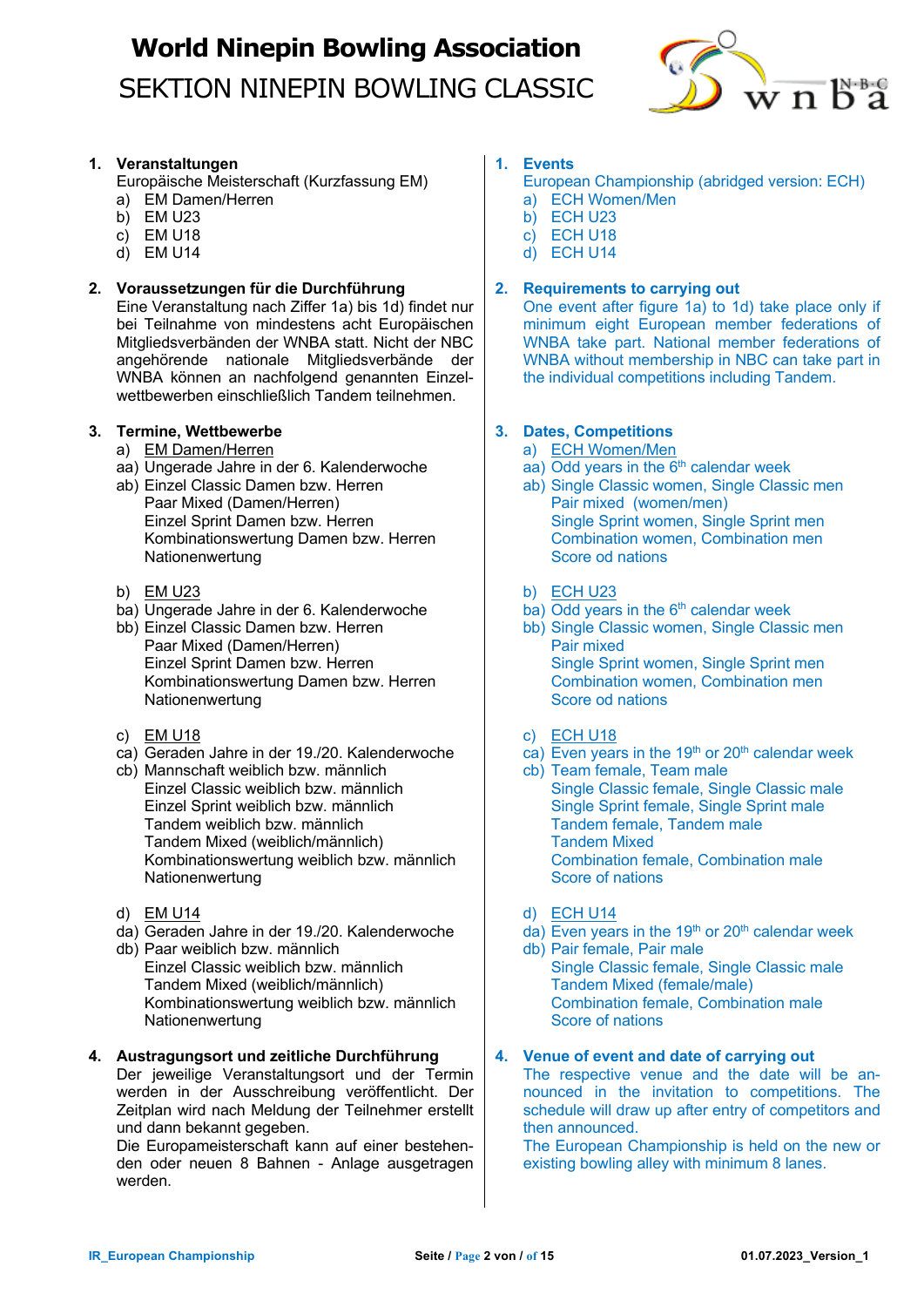# World Ninepin Bowling Association
## SEKTION NINEPIN BOWLING CLASSIC

**1. Veranstaltungen**
Europäische Meisterschaft (Kurzfassung EM)
a) EM Damen/Herren
b) EM U23
c) EM U18
d) EM U14

**2. Voraussetzungen für die Durchführung**
Eine Veranstaltung nach Ziffer 1a) bis 1d) findet nur bei Teilnahme von mindestens acht Europäischen Mitgliedsverbänden der WNBA statt. Nicht der NBC angehörende nationale Mitgliedsverbände der WNBA können an nachfolgend genannten Einzelwettbewerben einschließlich Tandem teilnehmen.

**3. Termine, Wettbewerbe**
a) EM Damen/Herren
aa) Ungerade Jahre in der 6. Kalenderwoche
ab) Einzel Classic Damen bzw. Herren
Paar Mixed (Damen/Herren)
Einzel Sprint Damen bzw. Herren
Kombinationswertung Damen bzw. Herren
Nationenwertung

b) EM U23
ba) Ungerade Jahre in der 6. Kalenderwoche
bb) Einzel Classic Damen bzw. Herren
Paar Mixed (Damen/Herren)
Einzel Sprint Damen bzw. Herren
Kombinationswertung Damen bzw. Herren
Nationenwertung

c) EM U18
ca) Geraden Jahre in der 19./20. Kalenderwoche
cb) Mannschaft weiblich bzw. männlich
Einzel Classic weiblich bzw. männlich
Einzel Sprint weiblich bzw. männlich
Tandem weiblich bzw. männlich
Tandem Mixed (weiblich/männlich)
Kombinationswertung weiblich bzw. männlich
Nationenwertung

d) EM U14
da) Geraden Jahre in der 19./20. Kalenderwoche
db) Paar weiblich bzw. männlich
Einzel Classic weiblich bzw. männlich
Tandem Mixed (weiblich/männlich)
Kombinationswertung weiblich bzw. männlich
Nationenwertung

**4. Austragungsort und zeitliche Durchführung**
Der jeweilige Veranstaltungsort und der Termin werden in der Ausschreibung veröffentlicht. Der Zeitplan wird nach Meldung der Teilnehmer erstellt und dann bekannt gegeben.
Die Europameisterschaft kann auf einer bestehenden oder neuen 8 Bahnen - Anlage ausgetragen werden.

---

**1. Events**
European Championship (abridged version: ECH)
a) ECH Women/Men
b) ECH U23
c) ECH U18
d) ECH U14

**2. Requirements to carrying out**
One event after figure 1a) to 1d) take place only if minimum eight European member federations of WNBA take part. National member federations of WNBA without membership in NBC can take part in the individual competitions including Tandem.

**3. Dates, Competitions**
a) ECH Women/Men
aa) Odd years in the 6th calendar week
ab) Single Classic women, Single Classic men
Pair mixed (women/men)
Single Sprint women, Single Sprint men
Combination women, Combination men
Score od nations

b) ECH U23
ba) Odd years in the 6th calendar week
bb) Single Classic women, Single Classic men
Pair mixed
Single Sprint women, Single Sprint men
Combination women, Combination men
Score od nations

c) ECH U18
ca) Even years in the 19th or 20th calendar week
cb) Team female, Team male
Single Classic female, Single Classic male
Single Sprint female, Single Sprint male
Tandem female, Tandem male
Tandem Mixed
Combination female, Combination male
Score of nations

d) ECH U14
da) Even years in the 19th or 20th calendar week
db) Pair female, Pair male
Single Classic female, Single Classic male
Tandem Mixed (female/male)
Combination female, Combination male
Score of nations

**4. Venue of event and date of carrying out**
The respective venue and the date will be announced in the invitation to competitions. The schedule will draw up after entry of competitors and then announced.
The European Championship is held on the new or existing bowling alley with minimum 8 lanes.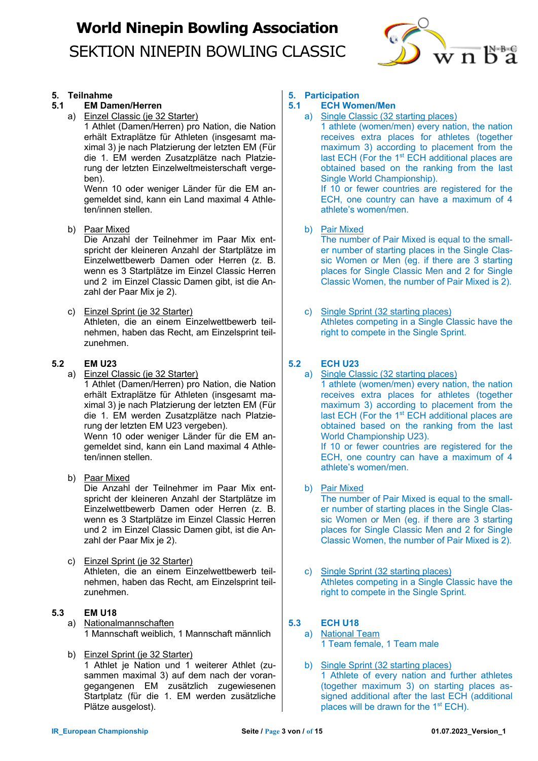## 5. Teilnahme

### 5.1 EM Damen/Herren

a) <u>Einzel Classic (je 32 Starter)</u>
1 Athlet (Damen/Herren) pro Nation, die Nation erhält Extraplätze für Athleten (insgesamt maximal 3) je nach Platzierung der letzten EM (Für die 1. EM werden Zusatzplätze nach Platzierung der letzten Einzelweltmeisterschaft vergeben).
Wenn 10 oder weniger Länder für die EM angemeldet sind, kann ein Land maximal 4 Athleten/innen stellen.

b) <u>Paar Mixed</u>
Die Anzahl der Teilnehmer im Paar Mix entspricht der kleineren Anzahl der Startplätze im Einzelwettbewerb Damen oder Herren (z. B. wenn es 3 Startplätze im Einzel Classic Herren und 2 im Einzel Classic Damen gibt, ist die Anzahl der Paar Mix je 2).

c) <u>Einzel Sprint (je 32 Starter)</u>
Athleten, die an einem Einzelwettbewerb teilnehmen, haben das Recht, am Einzelsprint teilzunehmen.

### 5.2 EM U23

a) <u>Einzel Classic (je 32 Starter)</u>
1 Athlet (Damen/Herren) pro Nation, die Nation erhält Extraplätze für Athleten (insgesamt maximal 3) je nach Platzierung der letzten EM (Für die 1. EM werden Zusatzplätze nach Platzierung der letzten EM U23 vergeben).
Wenn 10 oder weniger Länder für die EM angemeldet sind, kann ein Land maximal 4 Athleten/innen stellen.

b) <u>Paar Mixed</u>
Die Anzahl der Teilnehmer im Paar Mix entspricht der kleineren Anzahl der Startplätze im Einzelwettbewerb Damen oder Herren (z. B. wenn es 3 Startplätze im Einzel Classic Herren und 2 im Einzel Classic Damen gibt, ist die Anzahl der Paar Mix je 2).

c) <u>Einzel Sprint (je 32 Starter)</u>
Athleten, die an einem Einzelwettbewerb teilnehmen, haben das Recht, am Einzelsprint teilzunehmen.

### 5.3 EM U18

a) <u>Nationalmannschaften</u>
1 Mannschaft weiblich, 1 Mannschaft männlich

b) <u>Einzel Sprint (je 32 Starter)</u>
1 Athlet je Nation und 1 weiterer Athlet (zusammen maximal 3) auf dem nach der vorangegangenen EM zusätzlich zugewiesenen Startplatz (für die 1. EM werden zusätzliche Plätze ausgelost).

## 5. Participation

### 5.1 ECH Women/Men

a) <u>Single Classic (32 starting places)</u>
1 athlete (women/men) every nation, the nation receives extra places for athletes (together maximum 3) according to placement from the last ECH (For the 1st ECH additional places are obtained based on the ranking from the last Single World Championship).
If 10 or fewer countries are registered for the ECH, one country can have a maximum of 4 athlete's women/men.

b) <u>Pair Mixed</u>
The number of Pair Mixed is equal to the smaller number of starting places in the Single Classic Women or Men (eg. if there are 3 starting places for Single Classic Men and 2 for Single Classic Women, the number of Pair Mixed is 2).

c) <u>Single Sprint (32 starting places)</u>
Athletes competing in a Single Classic have the right to compete in the Single Sprint.

### 5.2 ECH U23

a) <u>Single Classic (32 starting places)</u>
1 athlete (women/men) every nation, the nation receives extra places for athletes (together maximum 3) according to placement from the last ECH (For the 1st ECH additional places are obtained based on the ranking from the last World Championship U23).
If 10 or fewer countries are registered for the ECH, one country can have a maximum of 4 athlete's women/men.

b) <u>Pair Mixed</u>
The number of Pair Mixed is equal to the smaller number of starting places in the Single Classic Women or Men (eg. if there are 3 starting places for Single Classic Men and 2 for Single Classic Women, the number of Pair Mixed is 2).

c) <u>Single Sprint (32 starting places)</u>
Athletes competing in a Single Classic have the right to compete in the Single Sprint.

### 5.3 ECH U18

a) <u>National Team</u>
1 Team female, 1 Team male

b) <u>Single Sprint (32 starting places)</u>
1 Athlete of every nation and further athletes (together maximum 3) on starting places assigned additional after the last ECH (additional places will be drawn for the 1st ECH).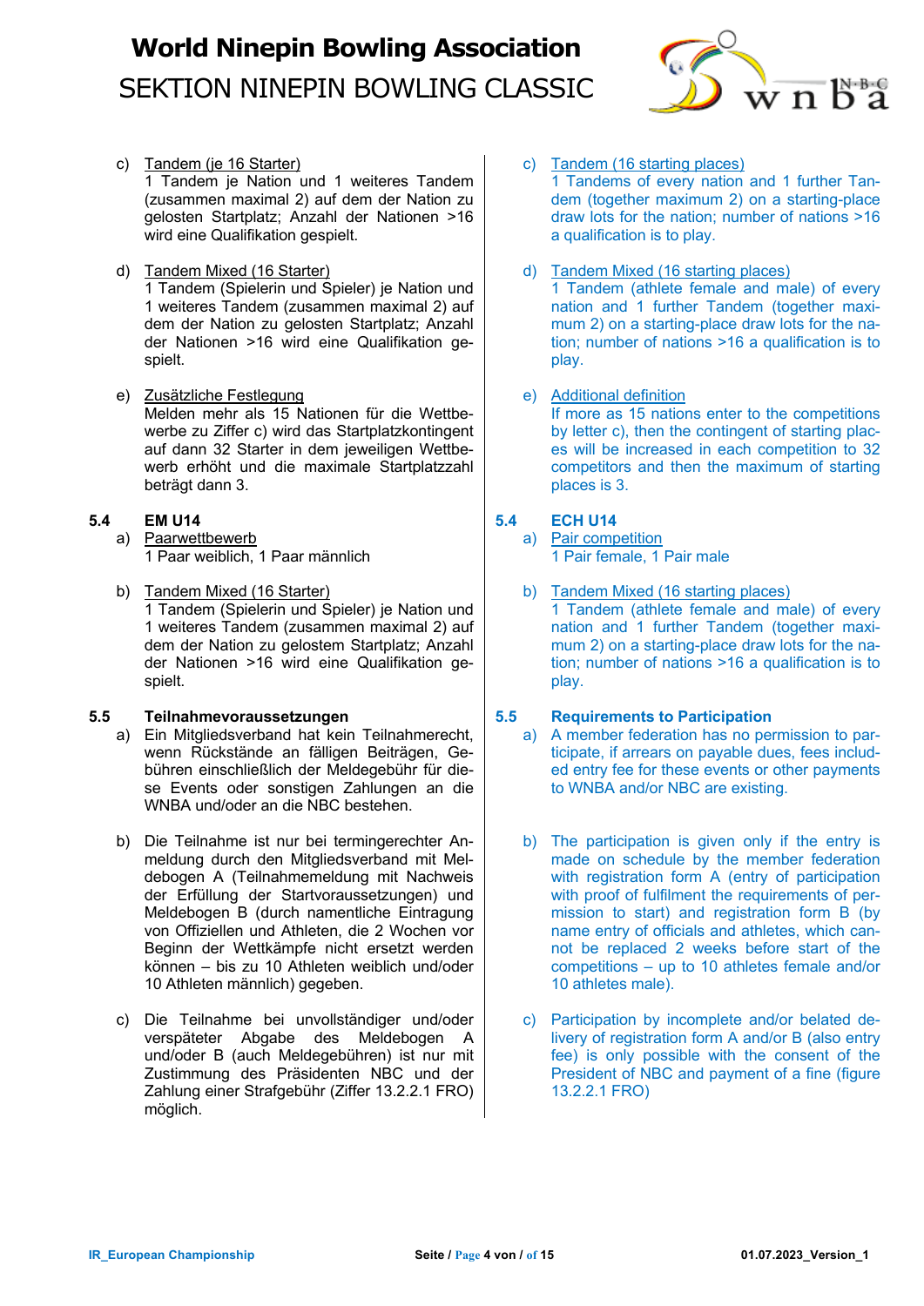c) Tandem (je 16 Starter)
1 Tandem je Nation und 1 weiteres Tandem (zusammen maximal 2) auf dem der Nation zu gelosten Startplatz; Anzahl der Nationen >16 wird eine Qualifikation gespielt.

d) Tandem Mixed (16 Starter)
1 Tandem (Spielerin und Spieler) je Nation und 1 weiteres Tandem (zusammen maximal 2) auf dem der Nation zu gelosten Startplatz; Anzahl der Nationen >16 wird eine Qualifikation gespielt.

e) Zusätzliche Festlegung
Melden mehr als 15 Nationen für die Wettbewerbe zu Ziffer c) wird das Startplatzkontingent auf dann 32 Starter in dem jeweiligen Wettbewerb erhöht und die maximale Startplatzzahl beträgt dann 3.

**5.4 EM U14**

a) Paarwettbewerb
1 Paar weiblich, 1 Paar männlich

b) Tandem Mixed (16 Starter)
1 Tandem (Spielerin und Spieler) je Nation und 1 weiteres Tandem (zusammen maximal 2) auf dem der Nation zu gelostem Startplatz; Anzahl der Nationen >16 wird eine Qualifikation gespielt.

**5.5 Teilnahmevoraussetzungen**

a) Ein Mitgliedsverband hat kein Teilnahmerecht, wenn Rückstände an fälligen Beiträgen, Gebühren einschließlich der Meldegebühr für diese Events oder sonstigen Zahlungen an die WNBA und/oder an die NBC bestehen.

b) Die Teilnahme ist nur bei termingerechter Anmeldung durch den Mitgliedsverband mit Meldebogen A (Teilnahmemeldung mit Nachweis der Erfüllung der Startvoraussetzungen) und Meldebogen B (durch namentliche Eintragung von Offiziellen und Athleten, die 2 Wochen vor Beginn der Wettkämpfe nicht ersetzt werden können – bis zu 10 Athleten weiblich und/oder 10 Athleten männlich) gegeben.

c) Die Teilnahme bei unvollständiger und/oder verspäteter Abgabe des Meldebogen A und/oder B (auch Meldegebühren) ist nur mit Zustimmung des Präsidenten NBC und der Zahlung einer Strafgebühr (Ziffer 13.2.2.1 FRO) möglich.

c) Tandem (16 starting places)
1 Tandems of every nation and 1 further Tandem (together maximum 2) on a starting-place draw lots for the nation; number of nations >16 a qualification is to play.

d) Tandem Mixed (16 starting places)
1 Tandem (athlete female and male) of every nation and 1 further Tandem (together maximum 2) on a starting-place draw lots for the nation; number of nations >16 a qualification is to play.

e) Additional definition
If more as 15 nations enter to the competitions by letter c), then the contingent of starting places will be increased in each competition to 32 competitors and then the maximum of starting places is 3.

**5.4 ECH U14**

a) Pair competition
1 Pair female, 1 Pair male

b) Tandem Mixed (16 starting places)
1 Tandem (athlete female and male) of every nation and 1 further Tandem (together maximum 2) on a starting-place draw lots for the nation; number of nations >16 a qualification is to play.

**5.5 Requirements to Participation**

a) A member federation has no permission to participate, if arrears on payable dues, fees included entry fee for these events or other payments to WNBA and/or NBC are existing.

b) The participation is given only if the entry is made on schedule by the member federation with registration form A (entry of participation with proof of fulfilment the requirements of permission to start) and registration form B (by name entry of officials and athletes, which cannot be replaced 2 weeks before start of the competitions – up to 10 athletes female and/or 10 athletes male).

c) Participation by incomplete and/or belated delivery of registration form A and/or B (also entry fee) is only possible with the consent of the President of NBC and payment of a fine (figure 13.2.2.1 FRO)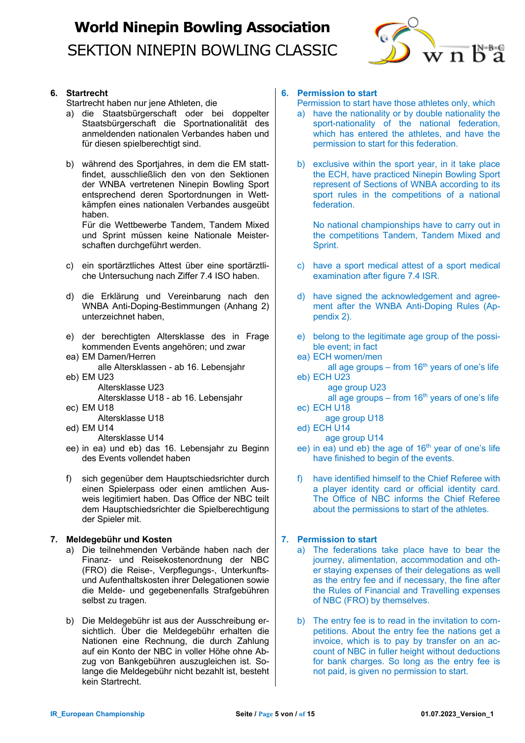## 6. Startrecht

Startrecht haben nur jene Athleten, die

a) die Staatsbürgerschaft oder bei doppelter Staatsbürgerschaft die Sportnationalität des anmeldenden nationalen Verbandes haben und für diesen spielberechtigt sind.

b) während des Sportjahres, in dem die EM stattfindet, ausschließlich den von den Sektionen der WNBA vertretenen Ninepin Bowling Sport entsprechend deren Sportordnungen in Wettkämpfen eines nationalen Verbandes ausgeübt haben.
Für die Wettbewerbe Tandem, Tandem Mixed und Sprint müssen keine Nationale Meisterschaften durchgeführt werden.

c) ein sportärztliches Attest über eine sportärztliche Untersuchung nach Ziffer 7.4 ISO haben.

d) die Erklärung und Vereinbarung nach den WNBA Anti-Doping-Bestimmungen (Anhang 2) unterzeichnet haben,

e) der berechtigten Altersklasse des in Frage kommenden Events angehören; und zwar

ea) EM Damen/Herren
alle Altersklassen - ab 16. Lebensjahr

eb) EM U23
Altersklasse U23
Altersklasse U18 - ab 16. Lebensjahr

ec) EM U18
Altersklasse U18

ed) EM U14
Altersklasse U14

ee) in ea) und eb) das 16. Lebensjahr zu Beginn des Events vollendet haben

f) sich gegenüber dem Hauptschiedsrichter durch einen Spielerpass oder einen amtlichen Ausweis legitimiert haben. Das Office der NBC teilt dem Hauptschiedsrichter die Spielberechtigung der Spieler mit.

## 7. Meldegebühr und Kosten

a) Die teilnehmenden Verbände haben nach der Finanz- und Reisekostenordnung der NBC (FRO) die Reise-, Verpflegungs-, Unterkunfts- und Aufenthaltskosten ihrer Delegationen sowie die Melde- und gegebenenfalls Strafgebühren selbst zu tragen.

b) Die Meldegebühr ist aus der Ausschreibung ersichtlich. Über die Meldegebühr erhalten die Nationen eine Rechnung, die durch Zahlung auf ein Konto der NBC in voller Höhe ohne Abzug von Bankgebühren auszugleichen ist. Solange die Meldegebühr nicht bezahlt ist, besteht kein Startrecht.

## 6. Permission to start

Permission to start have those athletes only, which

a) have the nationality or by double nationality the sport-nationality of the national federation, which has entered the athletes, and have the permission to start for this federation.

b) exclusive within the sport year, in it take place the ECH, have practiced Ninepin Bowling Sport represent of Sections of WNBA according to its sport rules in the competitions of a national federation.

No national championships have to carry out in the competitions Tandem, Tandem Mixed and Sprint.

c) have a sport medical attest of a sport medical examination after figure 7.4 ISR.

d) have signed the acknowledgement and agreement after the WNBA Anti-Doping Rules (Appendix 2).

e) belong to the legitimate age group of the possible event; in fact

ea) ECH women/men
all age groups – from 16th years of one's life

eb) ECH U23
age group U23
all age groups – from 16th years of one's life

ec) ECH U18
age group U18

ed) ECH U14
age group U14

ee) in ea) und eb) the age of 16th year of one's life have finished to begin of the events.

f) have identified himself to the Chief Referee with a player identity card or official identity card. The Office of NBC informs the Chief Referee about the permissions to start of the athletes.

## 7. Permission to start

a) The federations take place have to bear the journey, alimentation, accommodation and other staying expenses of their delegations as well as the entry fee and if necessary, the fine after the Rules of Financial and Travelling expenses of NBC (FRO) by themselves.

b) The entry fee is to read in the invitation to competitions. About the entry fee the nations get a invoice, which is to pay by transfer on an account of NBC in fuller height without deductions for bank charges. So long as the entry fee is not paid, is given no permission to start.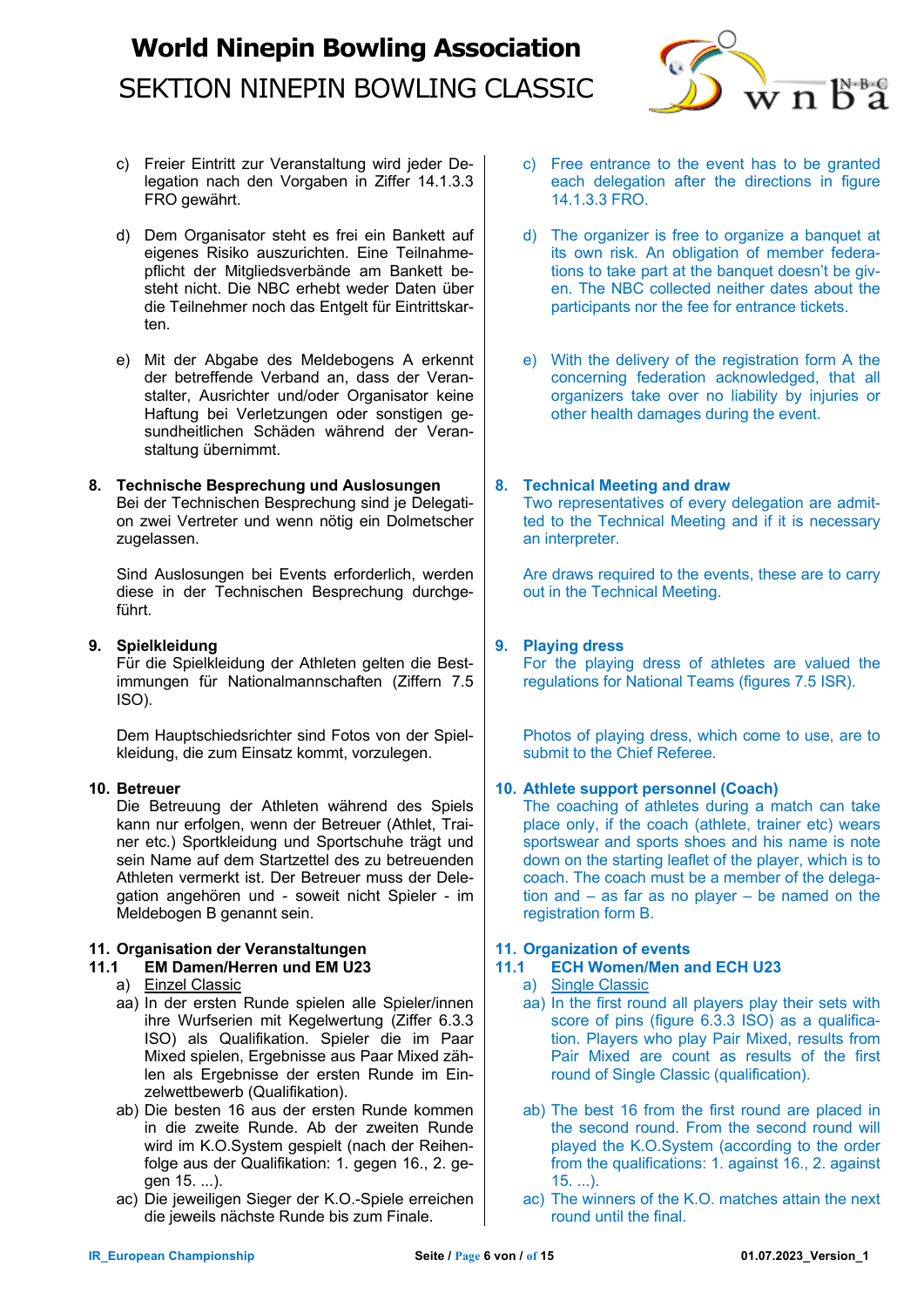c) Freier Eintritt zur Veranstaltung wird jeder Delegation nach den Vorgaben in Ziffer 14.1.3.3 FRO gewährt.

d) Dem Organisator steht es frei ein Bankett auf eigenes Risiko auszurichten. Eine Teilnahmepflicht der Mitgliedsverbände am Bankett besteht nicht. Die NBC erhebt weder Daten über die Teilnehmer noch das Entgelt für Eintrittskarten.

e) Mit der Abgabe des Meldebogens A erkennt der betreffende Verband an, dass der Veranstalter, Ausrichter und/oder Organisator keine Haftung bei Verletzungen oder sonstigen gesundheitlichen Schäden während der Veranstaltung übernimmt.

c) Free entrance to the event has to be granted each delegation after the directions in figure 14.1.3.3 FRO.

d) The organizer is free to organize a banquet at its own risk. An obligation of member federations to take part at the banquet doesn't be given. The NBC collected neither dates about the participants nor the fee for entrance tickets.

e) With the delivery of the registration form A the concerning federation acknowledged, that all organizers take over no liability by injuries or other health damages during the event.

## 8. Technische Besprechung und Auslosungen

Bei der Technischen Besprechung sind je Delegation zwei Vertreter und wenn nötig ein Dolmetscher zugelassen.

Sind Auslosungen bei Events erforderlich, werden diese in der Technischen Besprechung durchgeführt.

## 8. Technical Meeting and draw

Two representatives of every delegation are admitted to the Technical Meeting and if it is necessary an interpreter.

Are draws required to the events, these are to carry out in the Technical Meeting.

## 9. Spielkleidung

Für die Spielkleidung der Athleten gelten die Bestimmungen für Nationalmannschaften (Ziffern 7.5 ISO).

Dem Hauptschiedsrichter sind Fotos von der Spielkleidung, die zum Einsatz kommt, vorzulegen.

## 9. Playing dress

For the playing dress of athletes are valued the regulations for National Teams (figures 7.5 ISR).

Photos of playing dress, which come to use, are to submit to the Chief Referee.

## 10. Betreuer

Die Betreuung der Athleten während des Spiels kann nur erfolgen, wenn der Betreuer (Athlet, Trainer etc.) Sportkleidung und Sportschuhe trägt und sein Name auf dem Startzettel des zu betreuenden Athleten vermerkt ist. Der Betreuer muss der Delegation angehören und - soweit nicht Spieler - im Meldebogen B genannt sein.

## 10. Athlete support personnel (Coach)

The coaching of athletes during a match can take place only, if the coach (athlete, trainer etc) wears sportswear and sports shoes and his name is note down on the starting leaflet of the player, which is to coach. The coach must be a member of the delegation and – as far as no player – be named on the registration form B.

## 11. Organisation der Veranstaltungen

### 11.1 EM Damen/Herren und EM U23

a) Einzel Classic

aa) In der ersten Runde spielen alle Spieler/innen ihre Wurfserien mit Kegelwertung (Ziffer 6.3.3 ISO) als Qualifikation. Spieler die im Paar Mixed spielen, Ergebnisse aus Paar Mixed zählen als Ergebnisse der ersten Runde im Einzelwettbewerb (Qualifikation).

ab) Die besten 16 aus der ersten Runde kommen in die zweite Runde. Ab der zweiten Runde wird im K.O.System gespielt (nach der Reihenfolge aus der Qualifikation: 1. gegen 16., 2. gegen 15. ...).

ac) Die jeweiligen Sieger der K.O.-Spiele erreichen die jeweils nächste Runde bis zum Finale.

## 11. Organization of events

### 11.1 ECH Women/Men and ECH U23

a) Single Classic

aa) In the first round all players play their sets with score of pins (figure 6.3.3 ISO) as a qualification. Players who play Pair Mixed, results from Pair Mixed are count as results of the first round of Single Classic (qualification).

ab) The best 16 from the first round are placed in the second round. From the second round will played the K.O.System (according to the order from the qualifications: 1. against 16., 2. against 15. ...).

ac) The winners of the K.O. matches attain the next round until the final.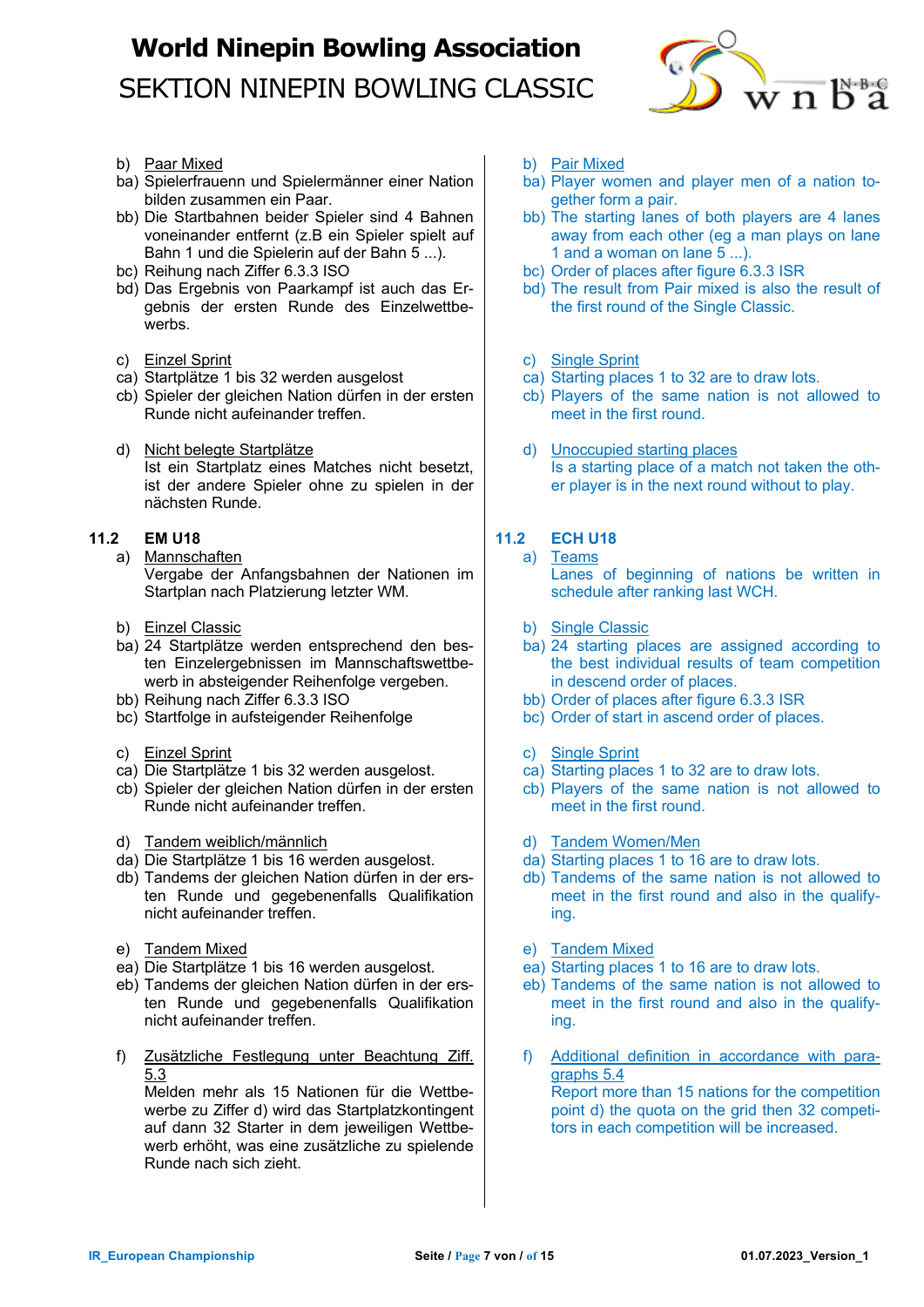b) <u>Paar Mixed</u>
ba) Spielerfrauenn und Spielermänner einer Nation bilden zusammen ein Paar.
bb) Die Startbahnen beider Spieler sind 4 Bahnen voneinander entfernt (z.B ein Spieler spielt auf Bahn 1 und die Spielerin auf der Bahn 5 ...).
bc) Reihung nach Ziffer 6.3.3 ISO
bd) Das Ergebnis von Paarkampf ist auch das Ergebnis der ersten Runde des Einzelwettbewerbs.

c) <u>Einzel Sprint</u>
ca) Startplätze 1 bis 32 werden ausgelost
cb) Spieler der gleichen Nation dürfen in der ersten Runde nicht aufeinander treffen.

d) <u>Nicht belegte Startplätze</u>
Ist ein Startplatz eines Matches nicht besetzt, ist der andere Spieler ohne zu spielen in der nächsten Runde.

## 11.2 EM U18

a) <u>Mannschaften</u>
Vergabe der Anfangsbahnen der Nationen im Startplan nach Platzierung letzter WM.

b) <u>Einzel Classic</u>
ba) 24 Startplätze werden entsprechend den besten Einzelergebnissen im Mannschaftswettbewerb in absteigender Reihenfolge vergeben.
bb) Reihung nach Ziffer 6.3.3 ISO
bc) Startfolge in aufsteigender Reihenfolge

c) <u>Einzel Sprint</u>
ca) Die Startplätze 1 bis 32 werden ausgelost.
cb) Spieler der gleichen Nation dürfen in der ersten Runde nicht aufeinander treffen.

d) <u>Tandem weiblich/männlich</u>
da) Die Startplätze 1 bis 16 werden ausgelost.
db) Tandems der gleichen Nation dürfen in der ersten Runde und gegebenenfalls Qualifikation nicht aufeinander treffen.

e) <u>Tandem Mixed</u>
ea) Die Startplätze 1 bis 16 werden ausgelost.
eb) Tandems der gleichen Nation dürfen in der ersten Runde und gegebenenfalls Qualifikation nicht aufeinander treffen.

f) <u>Zusätzliche Festlegung unter Beachtung Ziff. 5.3</u>
Melden mehr als 15 Nationen für die Wettbewerbe zu Ziffer d) wird das Startplatzkontingent auf dann 32 Starter in dem jeweiligen Wettbewerb erhöht, was eine zusätzliche zu spielende Runde nach sich zieht.

---

b) <u>Pair Mixed</u>
ba) Player women and player men of a nation together form a pair.
bb) The starting lanes of both players are 4 lanes away from each other (eg a man plays on lane 1 and a woman on lane 5 ...).
bc) Order of places after figure 6.3.3 ISR
bd) The result from Pair mixed is also the result of the first round of the Single Classic.

c) <u>Single Sprint</u>
ca) Starting places 1 to 32 are to draw lots.
cb) Players of the same nation is not allowed to meet in the first round.

d) <u>Unoccupied starting places</u>
Is a starting place of a match not taken the other player is in the next round without to play.

## 11.2 ECH U18

a) <u>Teams</u>
Lanes of beginning of nations be written in schedule after ranking last WCH.

b) <u>Single Classic</u>
ba) 24 starting places are assigned according to the best individual results of team competition in descend order of places.
bb) Order of places after figure 6.3.3 ISR
bc) Order of start in ascend order of places.

c) <u>Single Sprint</u>
ca) Starting places 1 to 32 are to draw lots.
cb) Players of the same nation is not allowed to meet in the first round.

d) <u>Tandem Women/Men</u>
da) Starting places 1 to 16 are to draw lots.
db) Tandems of the same nation is not allowed to meet in the first round and also in the qualifying.

e) <u>Tandem Mixed</u>
ea) Starting places 1 to 16 are to draw lots.
eb) Tandems of the same nation is not allowed to meet in the first round and also in the qualifying.

f) <u>Additional definition in accordance with paragraphs 5.4</u>
Report more than 15 nations for the competition point d) the quota on the grid then 32 competitors in each competition will be increased.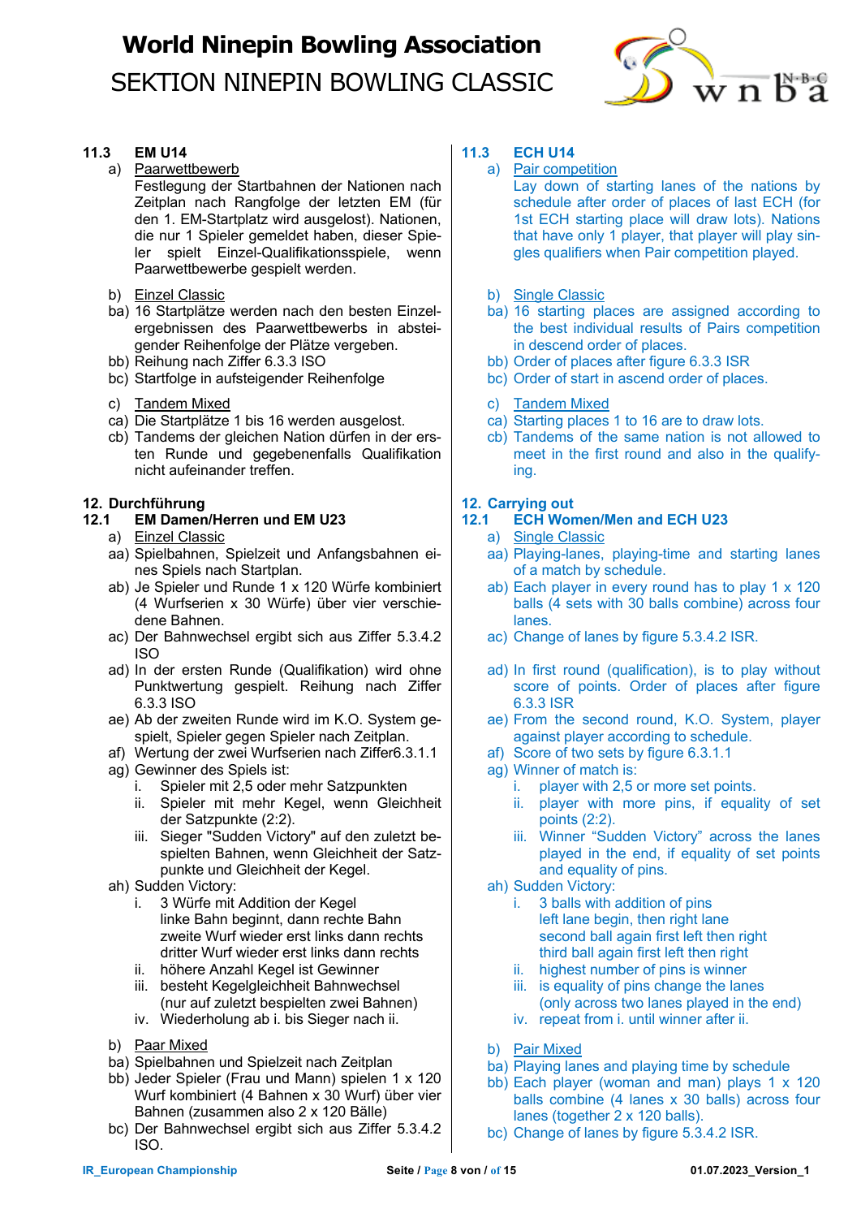### 11.3 EM U14

a) Paarwettbewerb
Festlegung der Startbahnen der Nationen nach Zeitplan nach Rangfolge der letzten EM (für den 1. EM-Startplatz wird ausgelost). Nationen, die nur 1 Spieler gemeldet haben, dieser Spieler spielt Einzel-Qualifikationsspiele, wenn Paarwettbewerbe gespielt werden.

b) Einzel Classic
ba) 16 Startplätze werden nach den besten Einzelergebnissen des Paarwettbewerbs in absteigender Reihenfolge der Plätze vergeben.
bb) Reihung nach Ziffer 6.3.3 ISO
bc) Startfolge in aufsteigender Reihenfolge

c) Tandem Mixed
ca) Die Startplätze 1 bis 16 werden ausgelost.
cb) Tandems der gleichen Nation dürfen in der ersten Runde und gegebenenfalls Qualifikation nicht aufeinander treffen.

## 12. Durchführung

### 12.1 EM Damen/Herren und EM U23

a) Einzel Classic
aa) Spielbahnen, Spielzeit und Anfangsbahnen eines Spiels nach Startplan.
ab) Je Spieler und Runde 1 x 120 Würfe kombiniert (4 Wurfserien x 30 Würfe) über vier verschiedene Bahnen.
ac) Der Bahnwechsel ergibt sich aus Ziffer 5.3.4.2 ISO
ad) In der ersten Runde (Qualifikation) wird ohne Punktwertung gespielt. Reihung nach Ziffer 6.3.3 ISO
ae) Ab der zweiten Runde wird im K.O. System gespielt, Spieler gegen Spieler nach Zeitplan.
af) Wertung der zwei Wurfserien nach Ziffer6.3.1.1
ag) Gewinner des Spiels ist:
  i. Spieler mit 2,5 oder mehr Satzpunkten
  ii. Spieler mit mehr Kegel, wenn Gleichheit der Satzpunkte (2:2).
  iii. Sieger "Sudden Victory" auf den zuletzt bespielten Bahnen, wenn Gleichheit der Satzpunkte und Gleichheit der Kegel.
ah) Sudden Victory:
  i. 3 Würfe mit Addition der Kegel
     linke Bahn beginnt, dann rechte Bahn
     zweite Wurf wieder erst links dann rechts
     dritter Wurf wieder erst links dann rechts
  ii. höhere Anzahl Kegel ist Gewinner
  iii. besteht Kegelgleichheit Bahnwechsel (nur auf zuletzt bespielten zwei Bahnen)
  iv. Wiederholung ab i. bis Sieger nach ii.

b) Paar Mixed
ba) Spielbahnen und Spielzeit nach Zeitplan
bb) Jeder Spieler (Frau und Mann) spielen 1 x 120 Wurf kombiniert (4 Bahnen x 30 Wurf) über vier Bahnen (zusammen also 2 x 120 Bälle)
bc) Der Bahnwechsel ergibt sich aus Ziffer 5.3.4.2 ISO.

### 11.3 ECH U14

a) Pair competition
Lay down of starting lanes of the nations by schedule after order of places of last ECH (for 1st ECH starting place will draw lots). Nations that have only 1 player, that player will play singles qualifiers when Pair competition played.

b) Single Classic
ba) 16 starting places are assigned according to the best individual results of Pairs competition in descend order of places.
bb) Order of places after figure 6.3.3 ISR
bc) Order of start in ascend order of places.

c) Tandem Mixed
ca) Starting places 1 to 16 are to draw lots.
cb) Tandems of the same nation is not allowed to meet in the first round and also in the qualifying.

## 12. Carrying out

### 12.1 ECH Women/Men and ECH U23

a) Single Classic
aa) Playing-lanes, playing-time and starting lanes of a match by schedule.
ab) Each player in every round has to play 1 x 120 balls (4 sets with 30 balls combine) across four lanes.
ac) Change of lanes by figure 5.3.4.2 ISR.
ad) In first round (qualification), is to play without score of points. Order of places after figure 6.3.3 ISR
ae) From the second round, K.O. System, player against player according to schedule.
af) Score of two sets by figure 6.3.1.1
ag) Winner of match is:
  i. player with 2,5 or more set points.
  ii. player with more pins, if equality of set points (2:2).
  iii. Winner "Sudden Victory" across the lanes played in the end, if equality of set points and equality of pins.
ah) Sudden Victory:
  i. 3 balls with addition of pins
     left lane begin, then right lane
     second ball again first left then right
     third ball again first left then right
  ii. highest number of pins is winner
  iii. is equality of pins change the lanes (only across two lanes played in the end)
  iv. repeat from i. until winner after ii.

b) Pair Mixed
ba) Playing lanes and playing time by schedule
bb) Each player (woman and man) plays 1 x 120 balls combine (4 lanes x 30 balls) across four lanes (together 2 x 120 balls).
bc) Change of lanes by figure 5.3.4.2 ISR.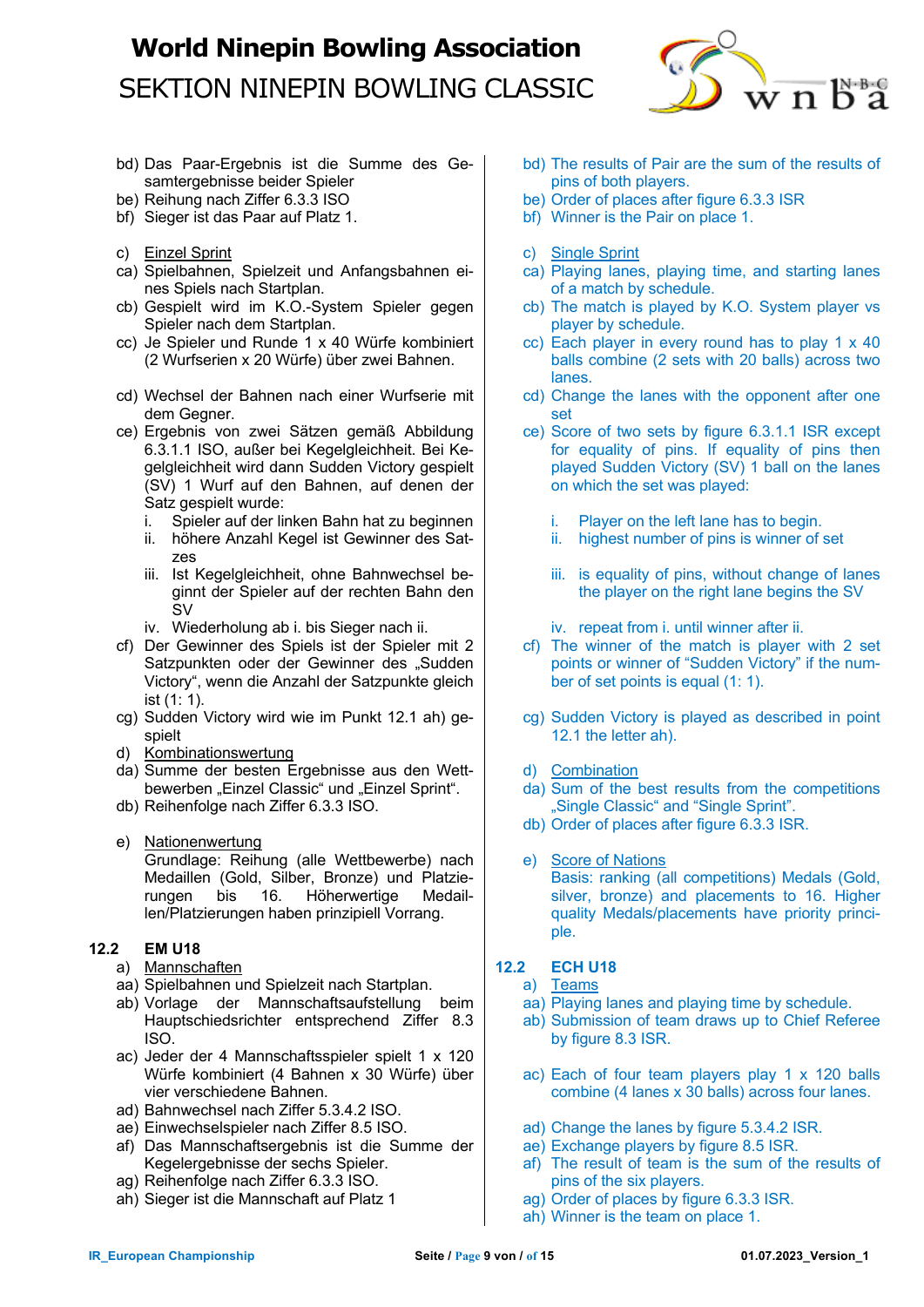bd) Das Paar-Ergebnis ist die Summe des Gesamtergebnisse beider Spieler
be) Reihung nach Ziffer 6.3.3 ISO
bf) Sieger ist das Paar auf Platz 1.

c) Einzel Sprint
ca) Spielbahnen, Spielzeit und Anfangsbahnen eines Spiels nach Startplan.
cb) Gespielt wird im K.O.-System Spieler gegen Spieler nach dem Startplan.
cc) Je Spieler und Runde 1 x 40 Würfe kombiniert (2 Wurfserien x 20 Würfe) über zwei Bahnen.
cd) Wechsel der Bahnen nach einer Wurfserie mit dem Gegner.
ce) Ergebnis von zwei Sätzen gemäß Abbildung 6.3.1.1 ISO, außer bei Kegelgleichheit. Bei Kegelgleichheit wird dann Sudden Victory gespielt (SV) 1 Wurf auf den Bahnen, auf denen der Satz gespielt wurde:
   i. Spieler auf der linken Bahn hat zu beginnen
   ii. höhere Anzahl Kegel ist Gewinner des Satzes
   iii. Ist Kegelgleichheit, ohne Bahnwechsel beginnt der Spieler auf der rechten Bahn den SV
   iv. Wiederholung ab i. bis Sieger nach ii.
cf) Der Gewinner des Spiels ist der Spieler mit 2 Satzpunkten oder der Gewinner des „Sudden Victory", wenn die Anzahl der Satzpunkte gleich ist (1: 1).
cg) Sudden Victory wird wie im Punkt 12.1 ah) gespielt

d) Kombinationswertung
da) Summe der besten Ergebnisse aus den Wettbewerben „Einzel Classic" und „Einzel Sprint".
db) Reihenfolge nach Ziffer 6.3.3 ISO.

e) Nationenwertung
Grundlage: Reihung (alle Wettbewerbe) nach Medaillen (Gold, Silber, Bronze) und Platzierungen bis 16. Höherwertige Medaillen/Platzierungen haben prinzipiell Vorrang.

**12.2 EM U18**

a) Mannschaften
aa) Spielbahnen und Spielzeit nach Startplan.
ab) Vorlage der Mannschaftsaufstellung beim Hauptschiedsrichter entsprechend Ziffer 8.3 ISO.
ac) Jeder der 4 Mannschaftsspieler spielt 1 x 120 Würfe kombiniert (4 Bahnen x 30 Würfe) über vier verschiedene Bahnen.
ad) Bahnwechsel nach Ziffer 5.3.4.2 ISO.
ae) Einwechselspieler nach Ziffer 8.5 ISO.
af) Das Mannschaftsergebnis ist die Summe der Kegelergebnisse der sechs Spieler.
ag) Reihenfolge nach Ziffer 6.3.3 ISO.
ah) Sieger ist die Mannschaft auf Platz 1

---

bd) The results of Pair are the sum of the results of pins of both players.
be) Order of places after figure 6.3.3 ISR
bf) Winner is the Pair on place 1.

c) Single Sprint
ca) Playing lanes, playing time, and starting lanes of a match by schedule.
cb) The match is played by K.O. System player vs player by schedule.
cc) Each player in every round has to play 1 x 40 balls combine (2 sets with 20 balls) across two lanes.
cd) Change the lanes with the opponent after one set
ce) Score of two sets by figure 6.3.1.1 ISR except for equality of pins. If equality of pins then played Sudden Victory (SV) 1 ball on the lanes on which the set was played:
   i. Player on the left lane has to begin.
   ii. highest number of pins is winner of set
   iii. is equality of pins, without change of lanes the player on the right lane begins the SV
   iv. repeat from i. until winner after ii.
cf) The winner of the match is player with 2 set points or winner of "Sudden Victory" if the number of set points is equal (1: 1).
cg) Sudden Victory is played as described in point 12.1 the letter ah).

d) Combination
da) Sum of the best results from the competitions „Single Classic" and "Single Sprint".
db) Order of places after figure 6.3.3 ISR.

e) Score of Nations
Basis: ranking (all competitions) Medals (Gold, silver, bronze) and placements to 16. Higher quality Medals/placements have priority principle.

**12.2 ECH U18**

a) Teams
aa) Playing lanes and playing time by schedule.
ab) Submission of team draws up to Chief Referee by figure 8.3 ISR.
ac) Each of four team players play 1 x 120 balls combine (4 lanes x 30 balls) across four lanes.
ad) Change the lanes by figure 5.3.4.2 ISR.
ae) Exchange players by figure 8.5 ISR.
af) The result of team is the sum of the results of pins of the six players.
ag) Order of places by figure 6.3.3 ISR.
ah) Winner is the team on place 1.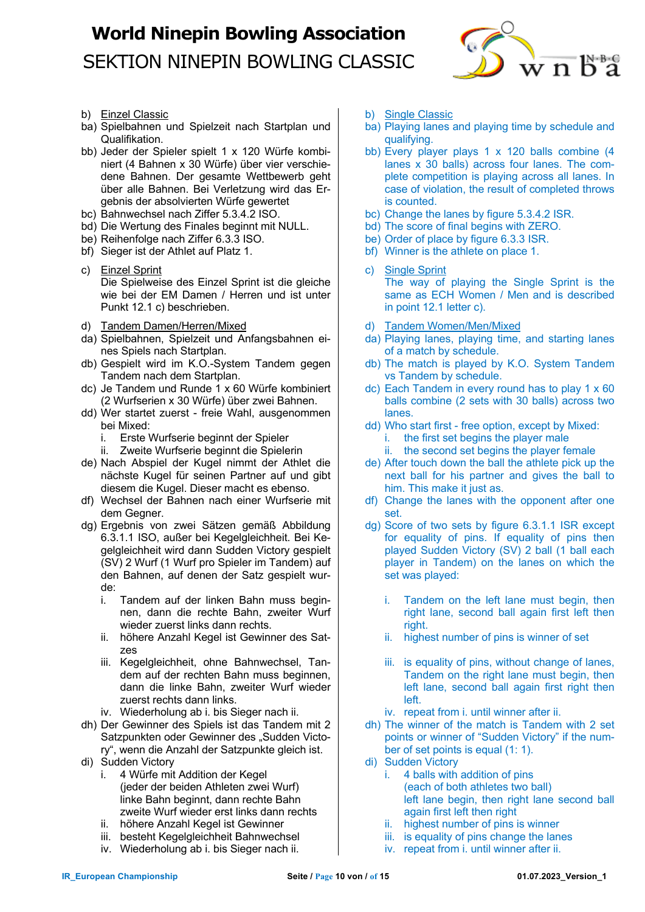b) Einzel Classic

ba) Spielbahnen und Spielzeit nach Startplan und Qualifikation.

bb) Jeder der Spieler spielt 1 x 120 Würfe kombiniert (4 Bahnen x 30 Würfe) über vier verschiedene Bahnen. Der gesamte Wettbewerb geht über alle Bahnen. Bei Verletzung wird das Ergebnis der absolvierten Würfe gewertet

bc) Bahnwechsel nach Ziffer 5.3.4.2 ISO.

bd) Die Wertung des Finales beginnt mit NULL.

be) Reihenfolge nach Ziffer 6.3.3 ISO.

bf) Sieger ist der Athlet auf Platz 1.

c) Einzel Sprint

Die Spielweise des Einzel Sprint ist die gleiche wie bei der EM Damen / Herren und ist unter Punkt 12.1 c) beschrieben.

d) Tandem Damen/Herren/Mixed

da) Spielbahnen, Spielzeit und Anfangsbahnen eines Spiels nach Startplan.

db) Gespielt wird im K.O.-System Tandem gegen Tandem nach dem Startplan.

dc) Je Tandem und Runde 1 x 60 Würfe kombiniert (2 Wurfserien x 30 Würfe) über zwei Bahnen.

dd) Wer startet zuerst - freie Wahl, ausgenommen bei Mixed:
  i. Erste Wurfserie beginnt der Spieler
  ii. Zweite Wurfserie beginnt die Spielerin

de) Nach Abspiel der Kugel nimmt der Athlet die nächste Kugel für seinen Partner auf und gibt diesem die Kugel. Dieser macht es ebenso.

df) Wechsel der Bahnen nach einer Wurfserie mit dem Gegner.

dg) Ergebnis von zwei Sätzen gemäß Abbildung 6.3.1.1 ISO, außer bei Kegelgleichheit. Bei Kegelgleichheit wird dann Sudden Victory gespielt (SV) 2 Wurf (1 Wurf pro Spieler im Tandem) auf den Bahnen, auf denen der Satz gespielt wurde:
  i. Tandem auf der linken Bahn muss beginnen, dann die rechte Bahn, zweiter Wurf wieder zuerst links dann rechts.
  ii. höhere Anzahl Kegel ist Gewinner des Satzes
  iii. Kegelgleichheit, ohne Bahnwechsel, Tandem auf der rechten Bahn muss beginnen, dann die linke Bahn, zweiter Wurf wieder zuerst rechts dann links.
  iv. Wiederholung ab i. bis Sieger nach ii.

dh) Der Gewinner des Spiels ist das Tandem mit 2 Satzpunkten oder Gewinner des „Sudden Victory“, wenn die Anzahl der Satzpunkte gleich ist.

di) Sudden Victory
  i. 4 Würfe mit Addition der Kegel (jeder der beiden Athleten zwei Wurf) linke Bahn beginnt, dann rechte Bahn zweite Wurf wieder erst links dann rechts
  ii. höhere Anzahl Kegel ist Gewinner
  iii. besteht Kegelgleichheit Bahnwechsel
  iv. Wiederholung ab i. bis Sieger nach ii.

b) Single Classic

ba) Playing lanes and playing time by schedule and qualifying.

bb) Every player plays 1 x 120 balls combine (4 lanes x 30 balls) across four lanes. The complete competition is playing across all lanes. In case of violation, the result of completed throws is counted.

bc) Change the lanes by figure 5.3.4.2 ISR.

bd) The score of final begins with ZERO.

be) Order of place by figure 6.3.3 ISR.

bf) Winner is the athlete on place 1.

c) Single Sprint

The way of playing the Single Sprint is the same as ECH Women / Men and is described in point 12.1 letter c).

d) Tandem Women/Men/Mixed

da) Playing lanes, playing time, and starting lanes of a match by schedule.

db) The match is played by K.O. System Tandem vs Tandem by schedule.

dc) Each Tandem in every round has to play 1 x 60 balls combine (2 sets with 30 balls) across two lanes.

dd) Who start first - free option, except by Mixed:
  i. the first set begins the player male
  ii. the second set begins the player female

de) After touch down the ball the athlete pick up the next ball for his partner and gives the ball to him. This make it just as.

df) Change the lanes with the opponent after one set.

dg) Score of two sets by figure 6.3.1.1 ISR except for equality of pins. If equality of pins then played Sudden Victory (SV) 2 ball (1 ball each player in Tandem) on the lanes on which the set was played:
  i. Tandem on the left lane must begin, then right lane, second ball again first left then right.
  ii. highest number of pins is winner of set
  iii. is equality of pins, without change of lanes, Tandem on the right lane must begin, then left lane, second ball again first right then left.
  iv. repeat from i. until winner after ii.

dh) The winner of the match is Tandem with 2 set points or winner of “Sudden Victory” if the number of set points is equal (1: 1).

di) Sudden Victory
  i. 4 balls with addition of pins (each of both athletes two ball) left lane begin, then right lane second ball again first left then right
  ii. highest number of pins is winner
  iii. is equality of pins change the lanes
  iv. repeat from i. until winner after ii.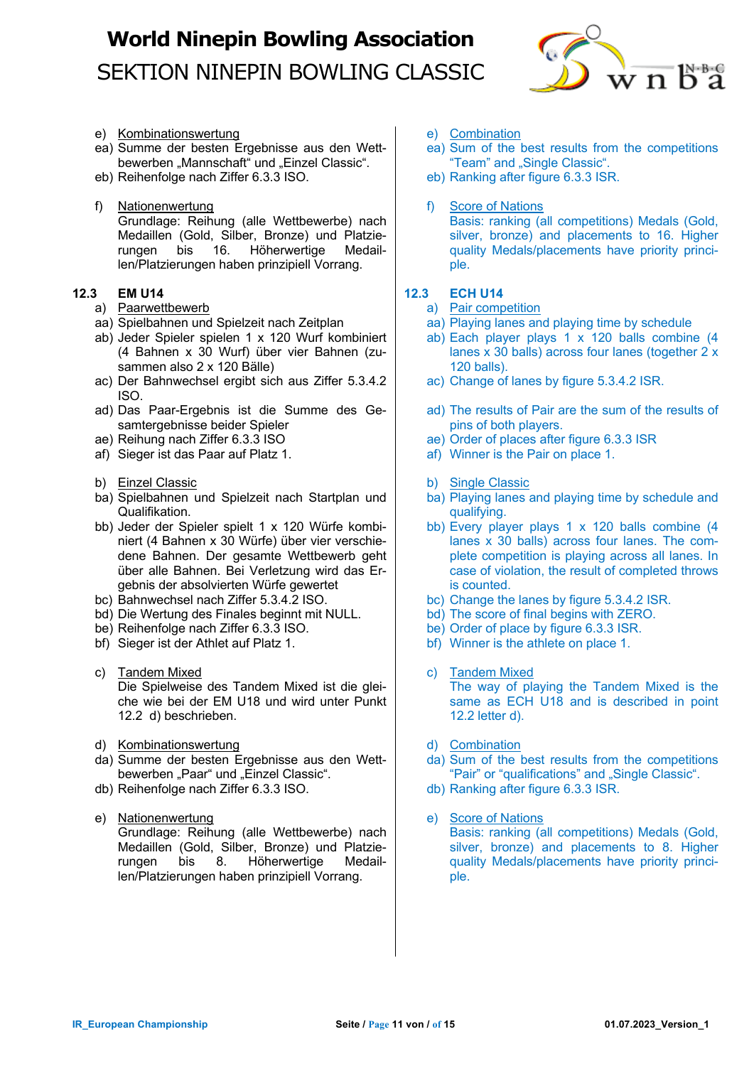e) Kombinationswertung
ea) Summe der besten Ergebnisse aus den Wettbewerben „Mannschaft" und „Einzel Classic".
eb) Reihenfolge nach Ziffer 6.3.3 ISO.

f) Nationenwertung
Grundlage: Reihung (alle Wettbewerbe) nach Medaillen (Gold, Silber, Bronze) und Platzierungen bis 16. Höherwertige Medaillen/Platzierungen haben prinzipiell Vorrang.

**12.3 EM U14**

a) Paarwettbewerb
aa) Spielbahnen und Spielzeit nach Zeitplan
ab) Jeder Spieler spielen 1 x 120 Wurf kombiniert (4 Bahnen x 30 Wurf) über vier Bahnen (zusammen also 2 x 120 Bälle)
ac) Der Bahnwechsel ergibt sich aus Ziffer 5.3.4.2 ISO.
ad) Das Paar-Ergebnis ist die Summe des Gesamtergebnisse beider Spieler
ae) Reihung nach Ziffer 6.3.3 ISO
af) Sieger ist das Paar auf Platz 1.

b) Einzel Classic
ba) Spielbahnen und Spielzeit nach Startplan und Qualifikation.
bb) Jeder der Spieler spielt 1 x 120 Würfe kombiniert (4 Bahnen x 30 Würfe) über vier verschiedene Bahnen. Der gesamte Wettbewerb geht über alle Bahnen. Bei Verletzung wird das Ergebnis der absolvierten Würfe gewertet
bc) Bahnwechsel nach Ziffer 5.3.4.2 ISO.
bd) Die Wertung des Finales beginnt mit NULL.
be) Reihenfolge nach Ziffer 6.3.3 ISO.
bf) Sieger ist der Athlet auf Platz 1.

c) Tandem Mixed
Die Spielweise des Tandem Mixed ist die gleiche wie bei der EM U18 und wird unter Punkt 12.2 d) beschrieben.

d) Kombinationswertung
da) Summe der besten Ergebnisse aus den Wettbewerben „Paar" und „Einzel Classic".
db) Reihenfolge nach Ziffer 6.3.3 ISO.

e) Nationenwertung
Grundlage: Reihung (alle Wettbewerbe) nach Medaillen (Gold, Silber, Bronze) und Platzierungen bis 8. Höherwertige Medaillen/Platzierungen haben prinzipiell Vorrang.

e) Combination
ea) Sum of the best results from the competitions "Team" and „Single Classic".
eb) Ranking after figure 6.3.3 ISR.

f) Score of Nations
Basis: ranking (all competitions) Medals (Gold, silver, bronze) and placements to 16. Higher quality Medals/placements have priority principle.

**12.3 ECH U14**

a) Pair competition
aa) Playing lanes and playing time by schedule
ab) Each player plays 1 x 120 balls combine (4 lanes x 30 balls) across four lanes (together 2 x 120 balls).
ac) Change of lanes by figure 5.3.4.2 ISR.
ad) The results of Pair are the sum of the results of pins of both players.
ae) Order of places after figure 6.3.3 ISR
af) Winner is the Pair on place 1.

b) Single Classic
ba) Playing lanes and playing time by schedule and qualifying.
bb) Every player plays 1 x 120 balls combine (4 lanes x 30 balls) across four lanes. The complete competition is playing across all lanes. In case of violation, the result of completed throws is counted.
bc) Change the lanes by figure 5.3.4.2 ISR.
bd) The score of final begins with ZERO.
be) Order of place by figure 6.3.3 ISR.
bf) Winner is the athlete on place 1.

c) Tandem Mixed
The way of playing the Tandem Mixed is the same as ECH U18 and is described in point 12.2 letter d).

d) Combination
da) Sum of the best results from the competitions "Pair" or "qualifications" and „Single Classic".
db) Ranking after figure 6.3.3 ISR.

e) Score of Nations
Basis: ranking (all competitions) Medals (Gold, silver, bronze) and placements to 8. Higher quality Medals/placements have priority principle.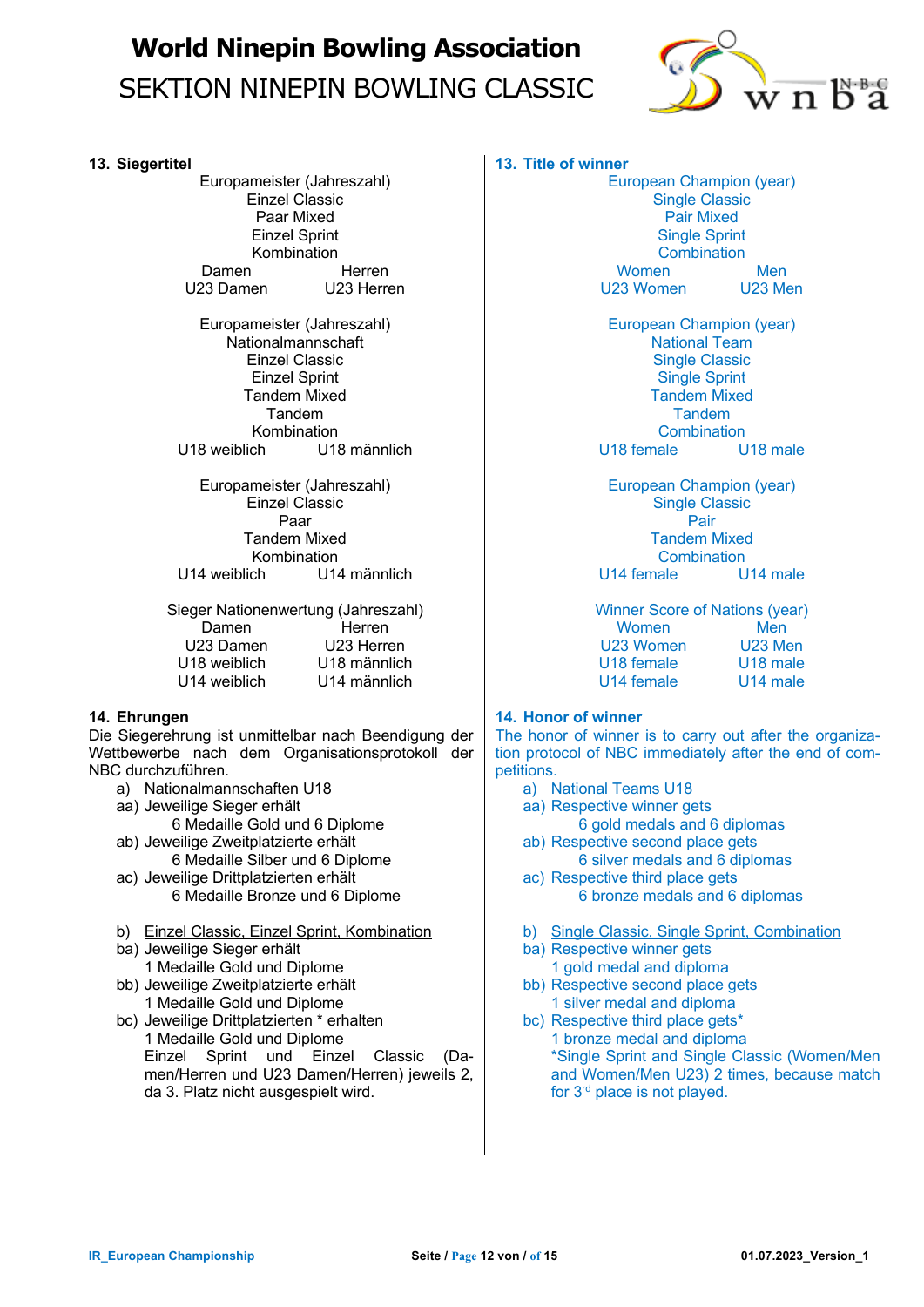## 13. Siegertitel

Europameister (Jahreszahl)
Einzel Classic
Paar Mixed
Einzel Sprint
Kombination

| Damen | Herren |
|---|---|
| U23 Damen | U23 Herren |

Europameister (Jahreszahl)
Nationalmannschaft
Einzel Classic
Einzel Sprint
Tandem Mixed
Tandem
Kombination

| U18 weiblich | U18 männlich |
|---|---|

Europameister (Jahreszahl)
Einzel Classic
Paar
Tandem Mixed
Kombination

| U14 weiblich | U14 männlich |
|---|---|

Sieger Nationenwertung (Jahreszahl)

| Damen | Herren |
|---|---|
| U23 Damen | U23 Herren |
| U18 weiblich | U18 männlich |
| U14 weiblich | U14 männlich |

## 14. Ehrungen

Die Siegerehrung ist unmittelbar nach Beendigung der Wettbewerbe nach dem Organisationsprotokoll der NBC durchzuführen.

a) Nationalmannschaften U18
aa) Jeweilige Sieger erhält
6 Medaille Gold und 6 Diplome
ab) Jeweilige Zweitplatzierte erhält
6 Medaille Silber und 6 Diplome
ac) Jeweilige Drittplatzierten erhält
6 Medaille Bronze und 6 Diplome

b) Einzel Classic, Einzel Sprint, Kombination
ba) Jeweilige Sieger erhält
1 Medaille Gold und Diplome
bb) Jeweilige Zweitplatzierte erhält
1 Medaille Gold und Diplome
bc) Jeweilige Drittplatzierten * erhalten
1 Medaille Gold und Diplome
Einzel Sprint und Einzel Classic (Damen/Herren und U23 Damen/Herren) jeweils 2, da 3. Platz nicht ausgespielt wird.

## 13. Title of winner

European Champion (year)
Single Classic
Pair Mixed
Single Sprint
Combination

| Women | Men |
|---|---|
| U23 Women | U23 Men |

European Champion (year)
National Team
Single Classic
Single Sprint
Tandem Mixed
Tandem
Combination

| U18 female | U18 male |
|---|---|

European Champion (year)
Single Classic
Pair
Tandem Mixed
Combination

| U14 female | U14 male |
|---|---|

Winner Score of Nations (year)

| Women | Men |
|---|---|
| U23 Women | U23 Men |
| U18 female | U18 male |
| U14 female | U14 male |

## 14. Honor of winner

The honor of winner is to carry out after the organization protocol of NBC immediately after the end of competitions.

a) National Teams U18
aa) Respective winner gets
6 gold medals and 6 diplomas
ab) Respective second place gets
6 silver medals and 6 diplomas
ac) Respective third place gets
6 bronze medals and 6 diplomas

b) Single Classic, Single Sprint, Combination
ba) Respective winner gets
1 gold medal and diploma
bb) Respective second place gets
1 silver medal and diploma
bc) Respective third place gets*
1 bronze medal and diploma
*Single Sprint and Single Classic (Women/Men and Women/Men U23) 2 times, because match for 3rd place is not played.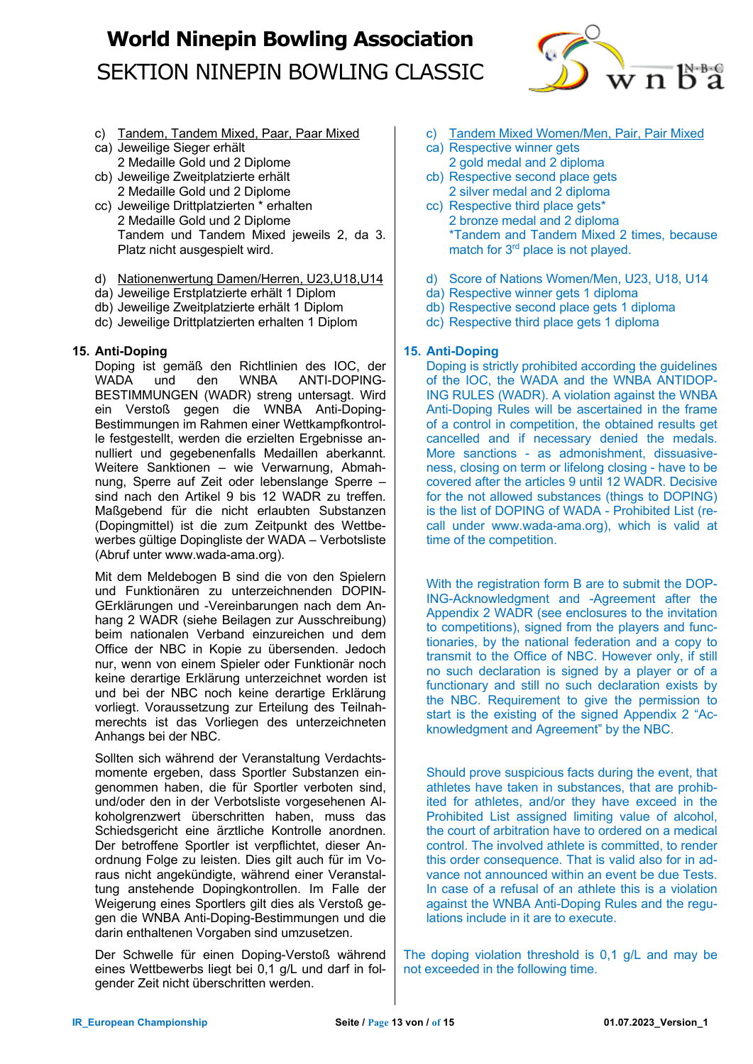c) <u>Tandem, Tandem Mixed, Paar, Paar Mixed</u>
ca) Jeweilige Sieger erhält
2 Medaille Gold und 2 Diplome
cb) Jeweilige Zweitplatzierte erhält
2 Medaille Gold und 2 Diplome
cc) Jeweilige Drittplatzierten * erhalten
2 Medaille Gold und 2 Diplome
Tandem und Tandem Mixed jeweils 2, da 3. Platz nicht ausgespielt wird.

d) <u>Nationenwertung Damen/Herren, U23,U18,U14</u>
da) Jeweilige Erstplatzierte erhält 1 Diplom
db) Jeweilige Zweitplatzierte erhält 1 Diplom
dc) Jeweilige Drittplatzierten erhalten 1 Diplom

**15. Anti-Doping**

Doping ist gemäß den Richtlinien des IOC, der WADA und den WNBA ANTI-DOPING-BESTIMMUNGEN (WADR) streng untersagt. Wird ein Verstoß gegen die WNBA Anti-Doping-Bestimmungen im Rahmen einer Wettkampfkontrolle festgestellt, werden die erzielten Ergebnisse annulliert und gegebenenfalls Medaillen aberkannt. Weitere Sanktionen – wie Verwarnung, Abmahnung, Sperre auf Zeit oder lebenslange Sperre – sind nach den Artikel 9 bis 12 WADR zu treffen. Maßgebend für die nicht erlaubten Substanzen (Dopingmittel) ist die zum Zeitpunkt des Wettbewerbes gültige Dopingliste der WADA – Verbotsliste (Abruf unter www.wada-ama.org).

Mit dem Meldebogen B sind die von den Spielern und Funktionären zu unterzeichnenden DOPINGErklärungen und -Vereinbarungen nach dem Anhang 2 WADR (siehe Beilagen zur Ausschreibung) beim nationalen Verband einzureichen und dem Office der NBC in Kopie zu übersenden. Jedoch nur, wenn von einem Spieler oder Funktionär noch keine derartige Erklärung unterzeichnet worden ist und bei der NBC noch keine derartige Erklärung vorliegt. Voraussetzung zur Erteilung des Teilnahmerechts ist das Vorliegen des unterzeichneten Anhangs bei der NBC.

Sollten sich während der Veranstaltung Verdachtsmomente ergeben, dass Sportler Substanzen eingenommen haben, die für Sportler verboten sind, und/oder den in der Verbotsliste vorgesehenen Alkoholgrenzwert überschritten haben, muss das Schiedsgericht eine ärztliche Kontrolle anordnen. Der betroffene Sportler ist verpflichtet, dieser Anordnung Folge zu leisten. Dies gilt auch für im Voraus nicht angekündigte, während einer Veranstaltung anstehende Dopingkontrollen. Im Falle der Weigerung eines Sportlers gilt dies als Verstoß gegen die WNBA Anti-Doping-Bestimmungen und die darin enthaltenen Vorgaben sind umzusetzen.

Der Schwelle für einen Doping-Verstoß während eines Wettbewerbs liegt bei 0,1 g/L und darf in folgender Zeit nicht überschritten werden.

c) <u>Tandem Mixed Women/Men, Pair, Pair Mixed</u>
ca) Respective winner gets
2 gold medal and 2 diploma
cb) Respective second place gets
2 silver medal and 2 diploma
cc) Respective third place gets*
2 bronze medal and 2 diploma
*Tandem and Tandem Mixed 2 times, because match for 3rd place is not played.

d) Score of Nations Women/Men, U23, U18, U14
da) Respective winner gets 1 diploma
db) Respective second place gets 1 diploma
dc) Respective third place gets 1 diploma

**15. Anti-Doping**

Doping is strictly prohibited according the guidelines of the IOC, the WADA and the WNBA ANTIDOPING RULES (WADR). A violation against the WNBA Anti-Doping Rules will be ascertained in the frame of a control in competition, the obtained results get cancelled and if necessary denied the medals. More sanctions - as admonishment, dissuasiveness, closing on term or lifelong closing - have to be covered after the articles 9 until 12 WADR. Decisive for the not allowed substances (things to DOPING) is the list of DOPING of WADA - Prohibited List (recall under www.wada-ama.org), which is valid at time of the competition.

With the registration form B are to submit the DOPING-Acknowledgment and -Agreement after the Appendix 2 WADR (see enclosures to the invitation to competitions), signed from the players and functionaries, by the national federation and a copy to transmit to the Office of NBC. However only, if still no such declaration is signed by a player or of a functionary and still no such declaration exists by the NBC. Requirement to give the permission to start is the existing of the signed Appendix 2 "Acknowledgment and Agreement" by the NBC.

Should prove suspicious facts during the event, that athletes have taken in substances, that are prohibited for athletes, and/or they have exceed in the Prohibited List assigned limiting value of alcohol, the court of arbitration have to ordered on a medical control. The involved athlete is committed, to render this order consequence. That is valid also for in advance not announced within an event be due Tests. In case of a refusal of an athlete this is a violation against the WNBA Anti-Doping Rules and the regulations include in it are to execute.

The doping violation threshold is 0,1 g/L and may be not exceeded in the following time.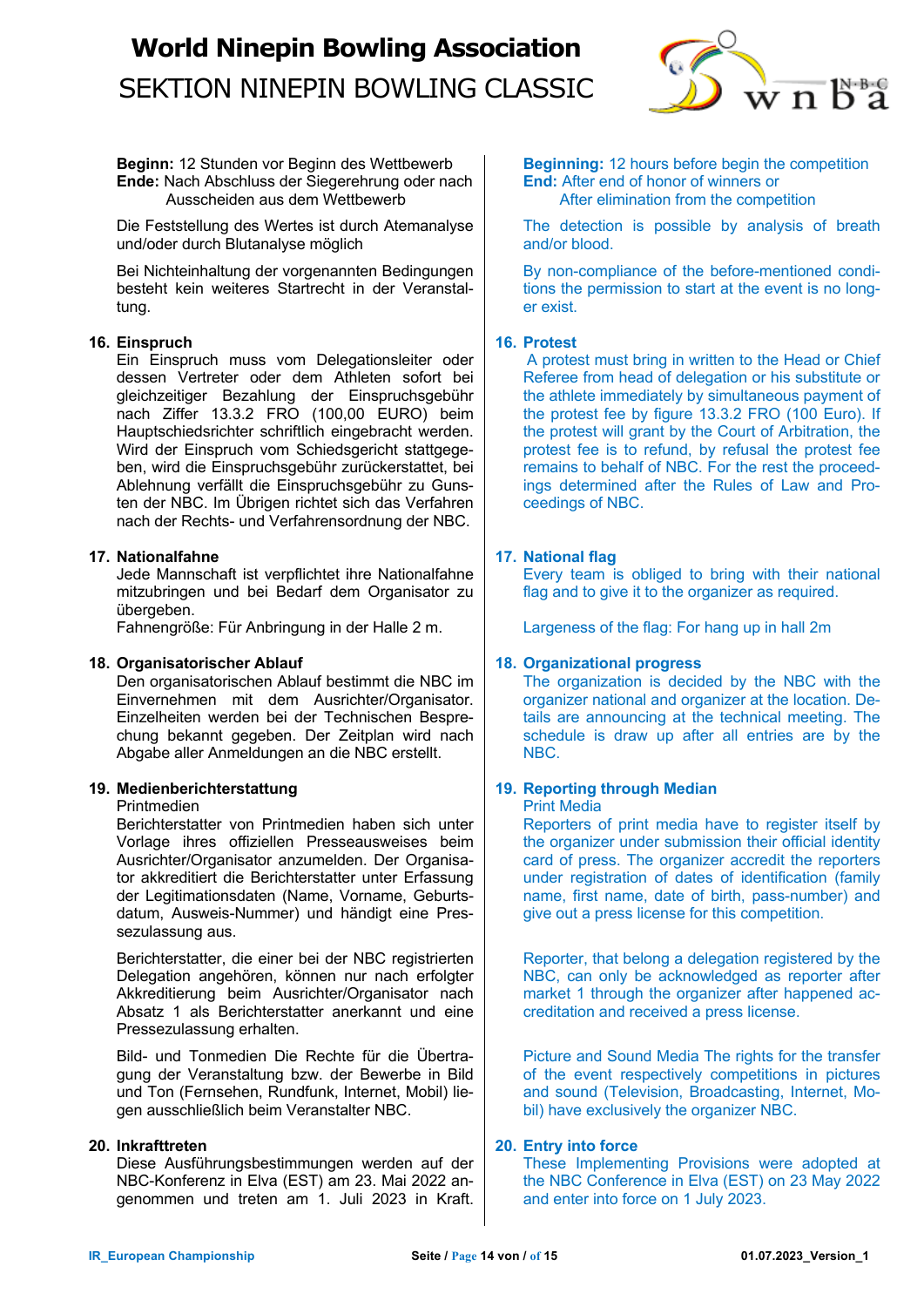**Beginn:** 12 Stunden vor Beginn des Wettbewerb
**Ende:** Nach Abschluss der Siegerehrung oder nach Ausscheiden aus dem Wettbewerb

Die Feststellung des Wertes ist durch Atemanalyse und/oder durch Blutanalyse möglich

Bei Nichteinhaltung der vorgenannten Bedingungen besteht kein weiteres Startrecht in der Veranstaltung.

**Beginning:** 12 hours before begin the competition
**End:** After end of honor of winners or After elimination from the competition

The detection is possible by analysis of breath and/or blood.

By non-compliance of the before-mentioned conditions the permission to start at the event is no longer exist.

## 16. Einspruch

Ein Einspruch muss vom Delegationsleiter oder dessen Vertreter oder dem Athleten sofort bei gleichzeitiger Bezahlung der Einspruchsgebühr nach Ziffer 13.3.2 FRO (100,00 EURO) beim Hauptschiedsrichter schriftlich eingebracht werden. Wird der Einspruch vom Schiedsgericht stattgegeben, wird die Einspruchsgebühr zurückerstattet, bei Ablehnung verfällt die Einspruchsgebühr zu Gunsten der NBC. Im Übrigen richtet sich das Verfahren nach der Rechts- und Verfahrensordnung der NBC.

## 16. Protest

A protest must bring in written to the Head or Chief Referee from head of delegation or his substitute or the athlete immediately by simultaneous payment of the protest fee by figure 13.3.2 FRO (100 Euro). If the protest will grant by the Court of Arbitration, the protest fee is to refund, by refusal the protest fee remains to behalf of NBC. For the rest the proceedings determined after the Rules of Law and Proceedings of NBC.

## 17. Nationalfahne

Jede Mannschaft ist verpflichtet ihre Nationalfahne mitzubringen und bei Bedarf dem Organisator zu übergeben.
Fahnengröße: Für Anbringung in der Halle 2 m.

## 17. National flag

Every team is obliged to bring with their national flag and to give it to the organizer as required.

Largeness of the flag: For hang up in hall 2m

## 18. Organisatorischer Ablauf

Den organisatorischen Ablauf bestimmt die NBC im Einvernehmen mit dem Ausrichter/Organisator. Einzelheiten werden bei der Technischen Besprechung bekannt gegeben. Der Zeitplan wird nach Abgabe aller Anmeldungen an die NBC erstellt.

## 18. Organizational progress

The organization is decided by the NBC with the organizer national and organizer at the location. Details are announcing at the technical meeting. The schedule is draw up after all entries are by the NBC.

## 19. Medienberichterstattung

Printmedien

Berichterstatter von Printmedien haben sich unter Vorlage ihres offiziellen Presseausweises beim Ausrichter/Organisator anzumelden. Der Organisator akkreditiert die Berichterstatter unter Erfassung der Legitimationsdaten (Name, Vorname, Geburtsdatum, Ausweis-Nummer) und händigt eine Pressezulassung aus.

Berichterstatter, die einer bei der NBC registrierten Delegation angehören, können nur nach erfolgter Akkreditierung beim Ausrichter/Organisator nach Absatz 1 als Berichterstatter anerkannt und eine Pressezulassung erhalten.

Bild- und Tonmedien Die Rechte für die Übertragung der Veranstaltung bzw. der Bewerbe in Bild und Ton (Fernsehen, Rundfunk, Internet, Mobil) liegen ausschließlich beim Veranstalter NBC.

## 19. Reporting through Median

Print Media

Reporters of print media have to register itself by the organizer under submission their official identity card of press. The organizer accredit the reporters under registration of dates of identification (family name, first name, date of birth, pass-number) and give out a press license for this competition.

Reporter, that belong a delegation registered by the NBC, can only be acknowledged as reporter after market 1 through the organizer after happened accreditation and received a press license.

Picture and Sound Media The rights for the transfer of the event respectively competitions in pictures and sound (Television, Broadcasting, Internet, Mobil) have exclusively the organizer NBC.

## 20. Inkrafttreten

Diese Ausführungsbestimmungen werden auf der NBC-Konferenz in Elva (EST) am 23. Mai 2022 angenommen und treten am 1. Juli 2023 in Kraft.

## 20. Entry into force

These Implementing Provisions were adopted at the NBC Conference in Elva (EST) on 23 May 2022 and enter into force on 1 July 2023.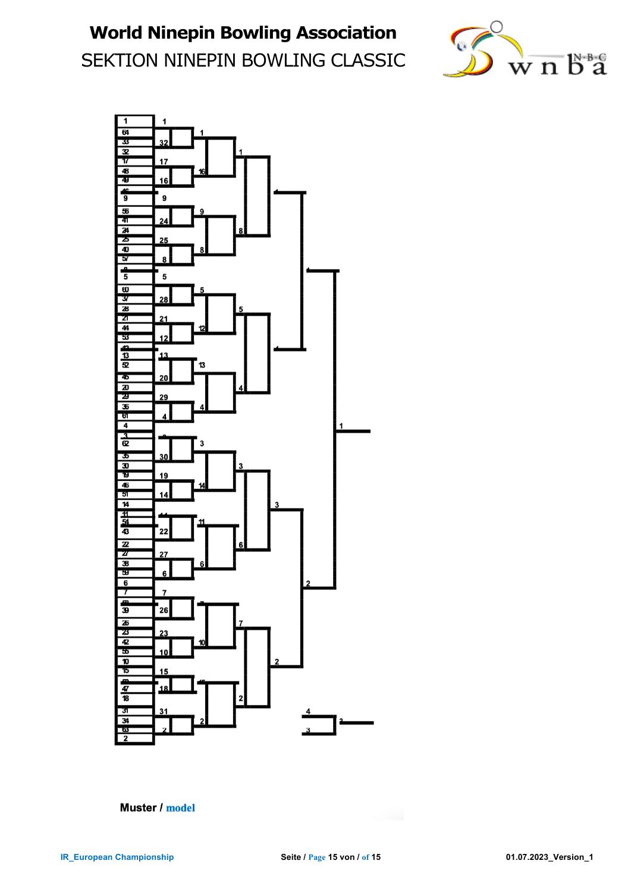# World Ninepin Bowling Association

SEKTION NINEPIN BOWLING CLASSIC

1
64
33
32
17
48
49
16
9
56
41
24
25
40
57
8
5
60
37
28
21
44
53
12
13
52
45
20
29
36
61
4
3
62
35
30
19
46
51
14
11
54
43
22
27
38
59
6
7
58
39
26
23
42
55
10
15
50
47
18
31
34
63
2

1
32
17
16
9
24
25
8
5
28
21
12
13
20
29
4
3
30
19
14
11
22
27
6
7
26
23
10
15
18
31
2

1
16
9
8
5
12
13
4
3
14
11
6
7
10
15
2

1
8
5
4
3
6
7
2

1
4
3
2

1
2

1

4
3

3

**Muster / model**